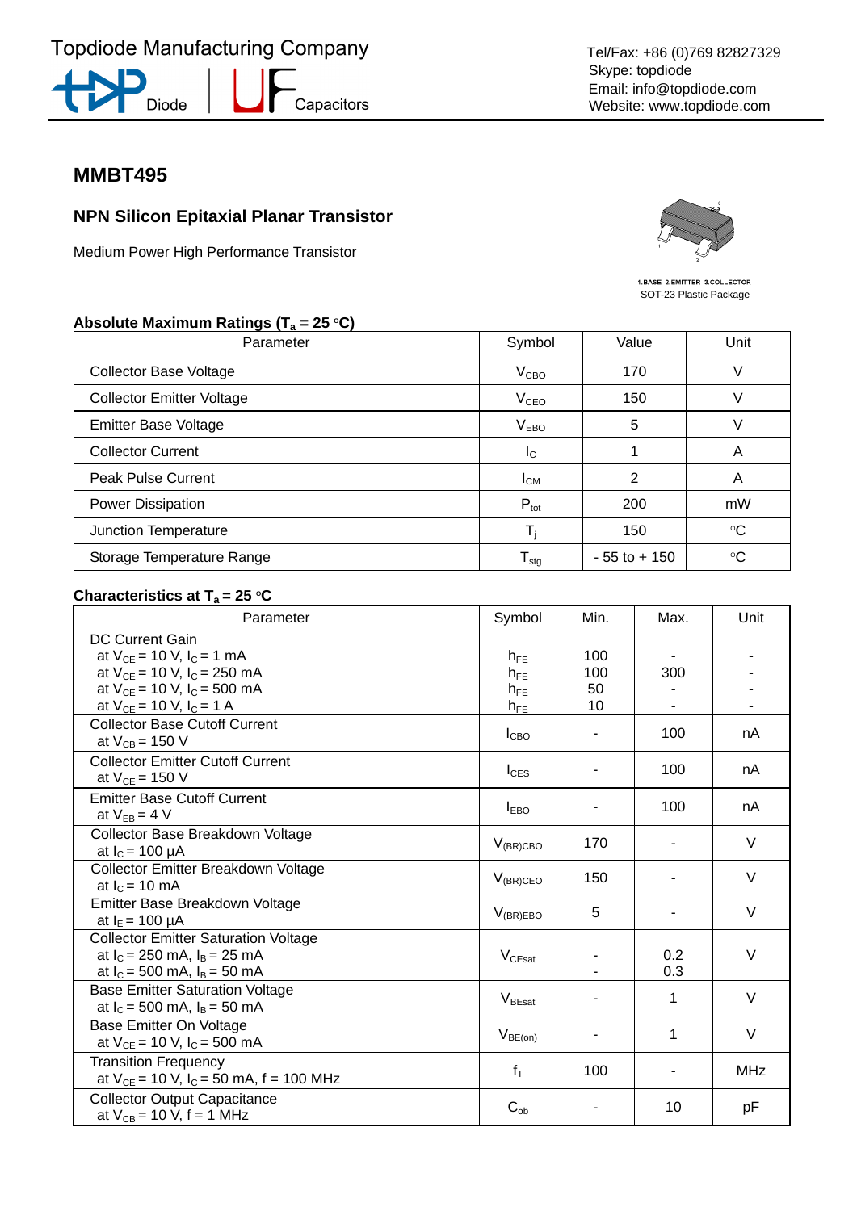Topdiode Manufacturing Company

Diode | Capacitors

Tel/Fax: +86 (0)769 82827329
Skype: topdiode
Email: info@topdiode.com
Website: www.topdiode.com

# MMBT495

## NPN Silicon Epitaxial Planar Transistor

Medium Power High Performance Transistor

1.BASE 2.EMITTER 3.COLLECTOR
SOT-23 Plastic Package

### Absolute Maximum Ratings ($T_a$ = 25 °C)

| Parameter | Symbol | Value | Unit |
|---|---|---|---|
| Collector Base Voltage | $V_{CBO}$ | 170 | V |
| Collector Emitter Voltage | $V_{CEO}$ | 150 | V |
| Emitter Base Voltage | $V_{EBO}$ | 5 | V |
| Collector Current | $I_C$ | 1 | A |
| Peak Pulse Current | $I_{CM}$ | 2 | A |
| Power Dissipation | $P_{tot}$ | 200 | mW |
| Junction Temperature | $T_j$ | 150 | °C |
| Storage Temperature Range | $T_{stg}$ | - 55 to + 150 | °C |

### Characteristics at $T_a$ = 25 °C

| Parameter | Symbol | Min. | Max. | Unit |
|---|---|---|---|---|
| DC Current Gain<br>at $V_{CE}$ = 10 V, $I_C$ = 1 mA<br>at $V_{CE}$ = 10 V, $I_C$ = 250 mA<br>at $V_{CE}$ = 10 V, $I_C$ = 500 mA<br>at $V_{CE}$ = 10 V, $I_C$ = 1 A | $h_{FE}$<br>$h_{FE}$<br>$h_{FE}$<br>$h_{FE}$ | 100<br>100<br>50<br>10 | -<br>300<br>-<br>- | -<br>-<br>-<br>- |
| Collector Base Cutoff Current<br>at $V_{CB}$ = 150 V | $I_{CBO}$ | - | 100 | nA |
| Collector Emitter Cutoff Current<br>at $V_{CE}$ = 150 V | $I_{CES}$ | - | 100 | nA |
| Emitter Base Cutoff Current<br>at $V_{EB}$ = 4 V | $I_{EBO}$ | - | 100 | nA |
| Collector Base Breakdown Voltage<br>at $I_C$ = 100 µA | $V_{(BR)CBO}$ | 170 | - | V |
| Collector Emitter Breakdown Voltage<br>at $I_C$ = 10 mA | $V_{(BR)CEO}$ | 150 | - | V |
| Emitter Base Breakdown Voltage<br>at $I_E$ = 100 µA | $V_{(BR)EBO}$ | 5 | - | V |
| Collector Emitter Saturation Voltage<br>at $I_C$ = 250 mA, $I_B$ = 25 mA<br>at $I_C$ = 500 mA, $I_B$ = 50 mA | $V_{CEsat}$ | -<br>- | 0.2<br>0.3 | V |
| Base Emitter Saturation Voltage<br>at $I_C$ = 500 mA, $I_B$ = 50 mA | $V_{BEsat}$ | - | 1 | V |
| Base Emitter On Voltage<br>at $V_{CE}$ = 10 V, $I_C$ = 500 mA | $V_{BE(on)}$ | - | 1 | V |
| Transition Frequency<br>at $V_{CE}$ = 10 V, $I_C$ = 50 mA, f = 100 MHz | $f_T$ | 100 | - | MHz |
| Collector Output Capacitance<br>at $V_{CB}$ = 10 V, f = 1 MHz | $C_{ob}$ | - | 10 | pF |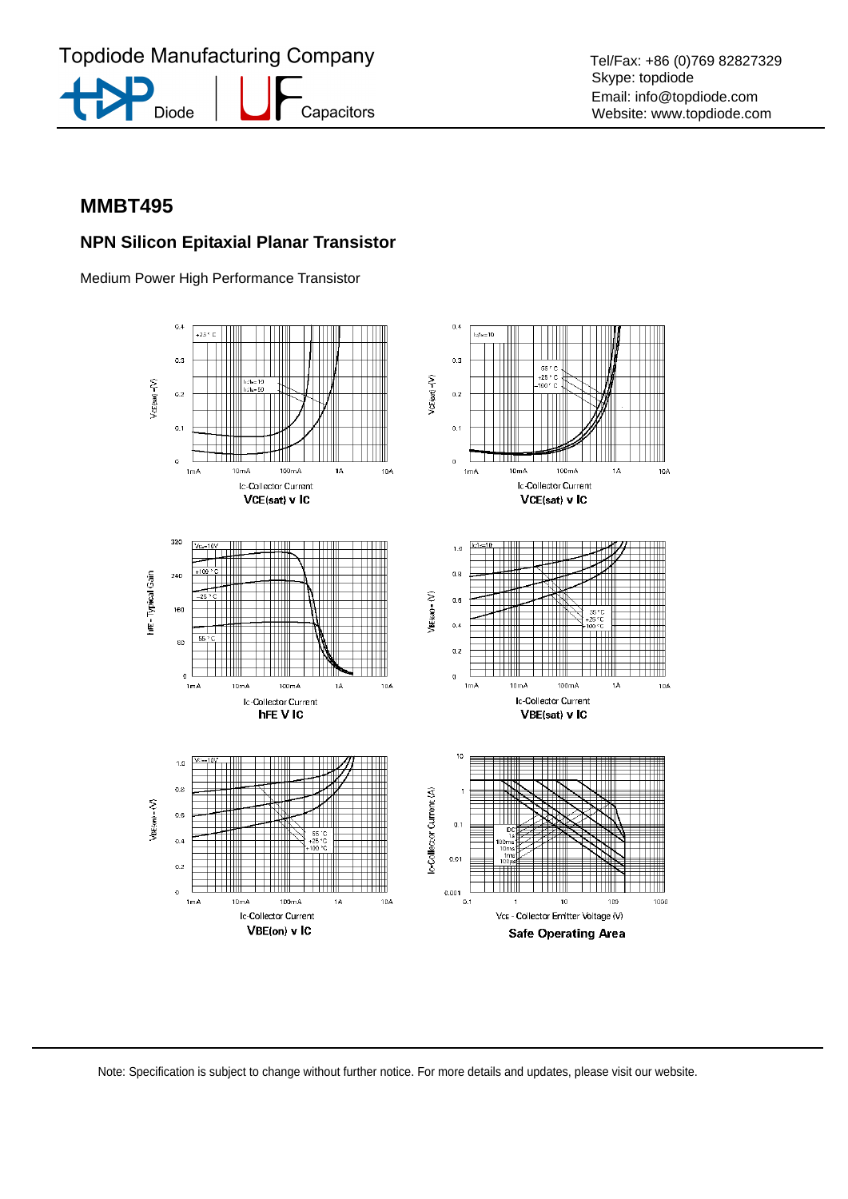## MMBT495

### NPN Silicon Epitaxial Planar Transistor

Medium Power High Performance Transistor

0.4
0.3
0.2
0.1
0
+25°C
Ic/Ib=10
Ic/Ib=50
VCE(sat) -(V)
1mA 10mA 100mA 1A 10A
Ic-Collector Current
**VCE(sat) v IC**

0.4
0.3
0.2
0.1
0
Ic/Ib=10
-55°C
+25°C
+100°C
VCE(sat) -(V)
1mA 10mA 100mA 1A 10A
Ic-Collector Current
**VCE(sat) v IC**

320
240
160
80
0
VCE=10V
+100°C
+25°C
-55°C
hFE - Typical Gain
1mA 10mA 100mA 1A 10A
Ic-Collector Current
**hFE V IC**

1.0
0.8
0.6
0.4
0.2
0
Ic/Ib=10
-55°C
+25°C
+100°C
VBE(sat) - (V)
1mA 10mA 100mA 1A 10A
Ic-Collector Current
**VBE(sat) v IC**

1.0
0.8
0.6
0.4
0.2
0
VCE=10V
-55°C
+25°C
+100°C
VBE(on) - (V)
1mA 10mA 100mA 1A 10A
Ic-Collector Current
**VBE(on) v IC**

10
1
0.1
0.01
0.001
DC
1s
100ms
10ms
1ms
100us
Ic-Collector Current (A)
0.1 1 10 100 1000
VCE - Collector Emitter Voltage (V)
**Safe Operating Area**

Note: Specification is subject to change without further notice. For more details and updates, please visit our website.